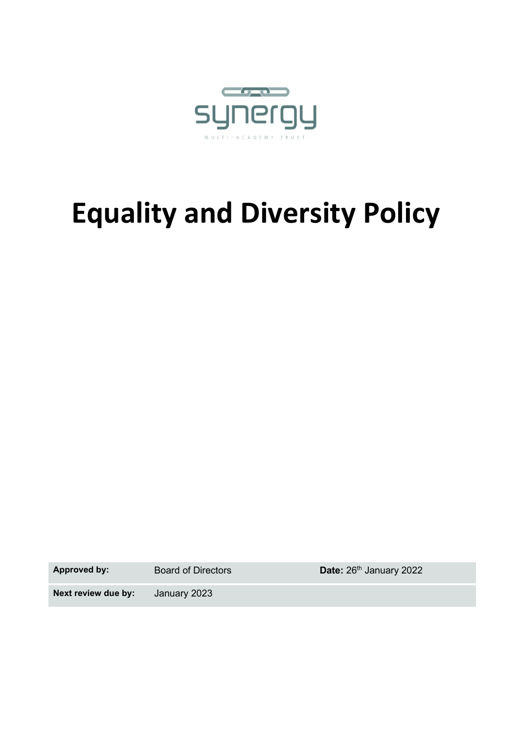synergy

MULTI-ACADEMY TRUST

# Equality and Diversity Policy

| **Approved by:** | Board of Directors | **Date:** 26th January 2022 |
| --- | --- | --- |
| **Next review due by:** | January 2023 | |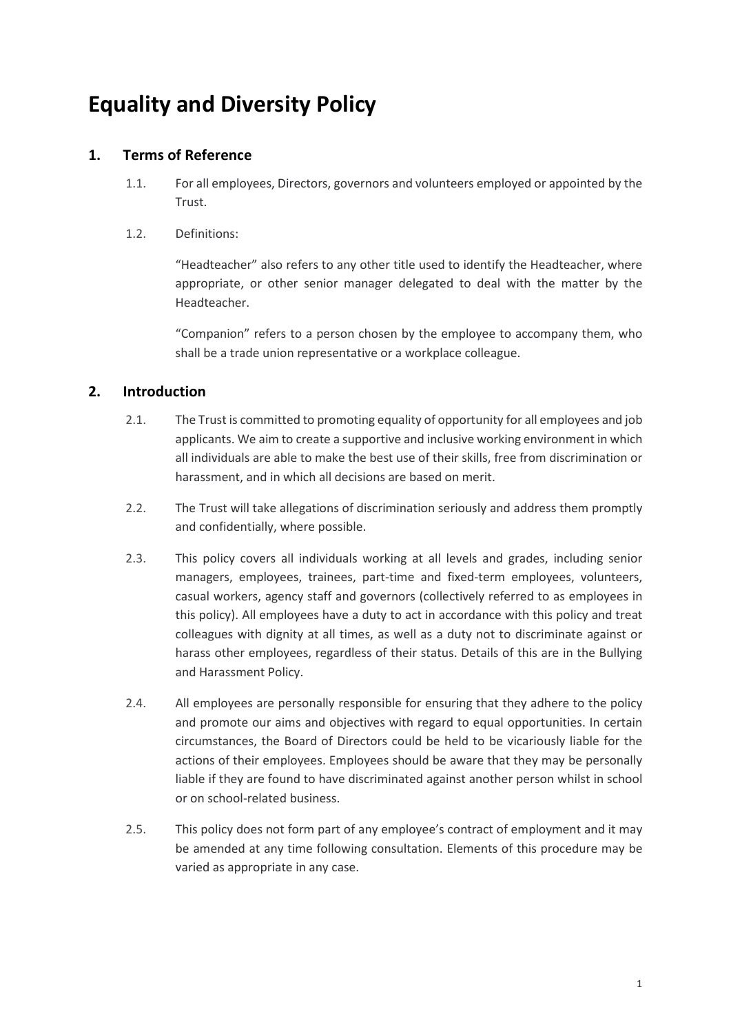# Equality and Diversity Policy

## 1. Terms of Reference

1.1. For all employees, Directors, governors and volunteers employed or appointed by the Trust.

1.2. Definitions:

"Headteacher" also refers to any other title used to identify the Headteacher, where appropriate, or other senior manager delegated to deal with the matter by the Headteacher.

"Companion" refers to a person chosen by the employee to accompany them, who shall be a trade union representative or a workplace colleague.

## 2. Introduction

2.1. The Trust is committed to promoting equality of opportunity for all employees and job applicants. We aim to create a supportive and inclusive working environment in which all individuals are able to make the best use of their skills, free from discrimination or harassment, and in which all decisions are based on merit.

2.2. The Trust will take allegations of discrimination seriously and address them promptly and confidentially, where possible.

2.3. This policy covers all individuals working at all levels and grades, including senior managers, employees, trainees, part-time and fixed-term employees, volunteers, casual workers, agency staff and governors (collectively referred to as employees in this policy). All employees have a duty to act in accordance with this policy and treat colleagues with dignity at all times, as well as a duty not to discriminate against or harass other employees, regardless of their status. Details of this are in the Bullying and Harassment Policy.

2.4. All employees are personally responsible for ensuring that they adhere to the policy and promote our aims and objectives with regard to equal opportunities. In certain circumstances, the Board of Directors could be held to be vicariously liable for the actions of their employees. Employees should be aware that they may be personally liable if they are found to have discriminated against another person whilst in school or on school-related business.

2.5. This policy does not form part of any employee's contract of employment and it may be amended at any time following consultation. Elements of this procedure may be varied as appropriate in any case.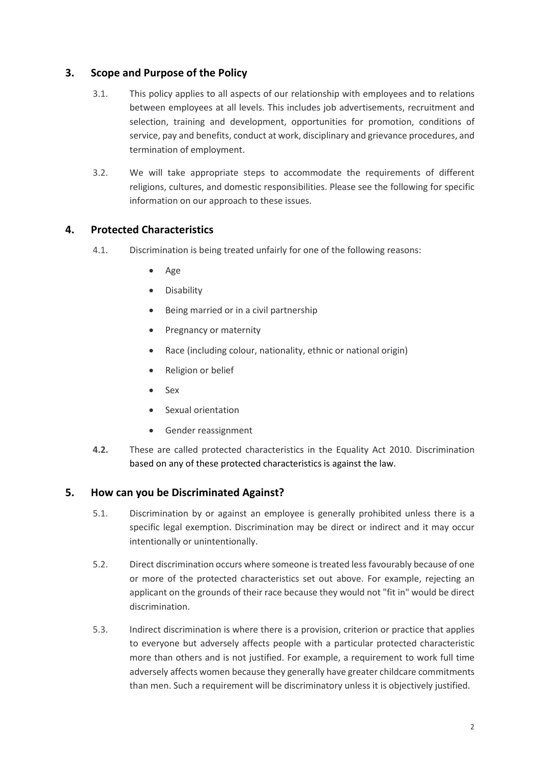## 3. Scope and Purpose of the Policy

3.1. This policy applies to all aspects of our relationship with employees and to relations between employees at all levels. This includes job advertisements, recruitment and selection, training and development, opportunities for promotion, conditions of service, pay and benefits, conduct at work, disciplinary and grievance procedures, and termination of employment.

3.2. We will take appropriate steps to accommodate the requirements of different religions, cultures, and domestic responsibilities. Please see the following for specific information on our approach to these issues.

## 4. Protected Characteristics

4.1. Discrimination is being treated unfairly for one of the following reasons:

- Age
- Disability
- Being married or in a civil partnership
- Pregnancy or maternity
- Race (including colour, nationality, ethnic or national origin)
- Religion or belief
- Sex
- Sexual orientation
- Gender reassignment

**4.2.** These are called protected characteristics in the Equality Act 2010. Discrimination based on any of these protected characteristics is against the law.

## 5. How can you be Discriminated Against?

5.1. Discrimination by or against an employee is generally prohibited unless there is a specific legal exemption. Discrimination may be direct or indirect and it may occur intentionally or unintentionally.

5.2. Direct discrimination occurs where someone is treated less favourably because of one or more of the protected characteristics set out above. For example, rejecting an applicant on the grounds of their race because they would not "fit in" would be direct discrimination.

5.3. Indirect discrimination is where there is a provision, criterion or practice that applies to everyone but adversely affects people with a particular protected characteristic more than others and is not justified. For example, a requirement to work full time adversely affects women because they generally have greater childcare commitments than men. Such a requirement will be discriminatory unless it is objectively justified.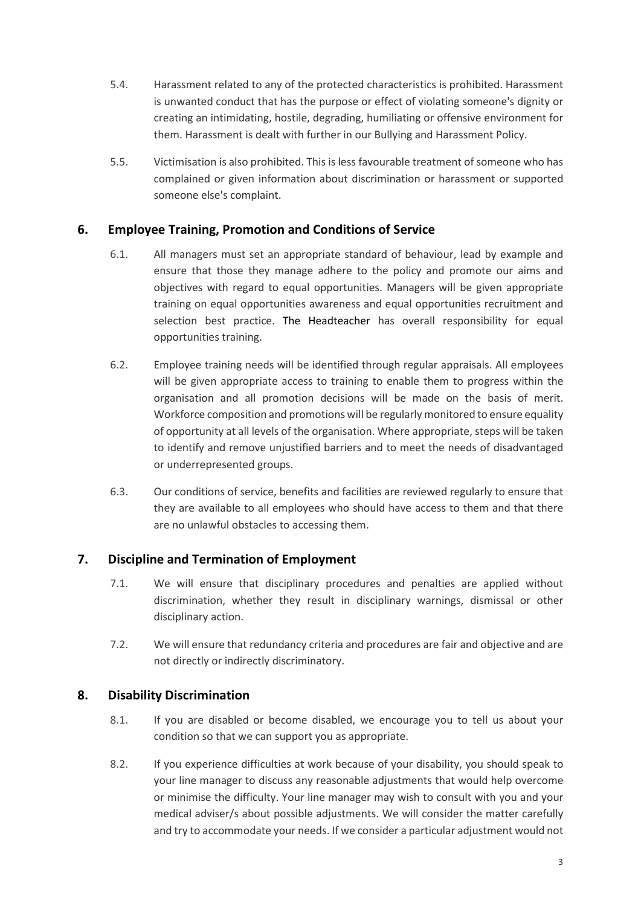5.4. Harassment related to any of the protected characteristics is prohibited. Harassment is unwanted conduct that has the purpose or effect of violating someone's dignity or creating an intimidating, hostile, degrading, humiliating or offensive environment for them. Harassment is dealt with further in our Bullying and Harassment Policy.

5.5. Victimisation is also prohibited. This is less favourable treatment of someone who has complained or given information about discrimination or harassment or supported someone else's complaint.

## 6. Employee Training, Promotion and Conditions of Service

6.1. All managers must set an appropriate standard of behaviour, lead by example and ensure that those they manage adhere to the policy and promote our aims and objectives with regard to equal opportunities. Managers will be given appropriate training on equal opportunities awareness and equal opportunities recruitment and selection best practice. The Headteacher has overall responsibility for equal opportunities training.

6.2. Employee training needs will be identified through regular appraisals. All employees will be given appropriate access to training to enable them to progress within the organisation and all promotion decisions will be made on the basis of merit. Workforce composition and promotions will be regularly monitored to ensure equality of opportunity at all levels of the organisation. Where appropriate, steps will be taken to identify and remove unjustified barriers and to meet the needs of disadvantaged or underrepresented groups.

6.3. Our conditions of service, benefits and facilities are reviewed regularly to ensure that they are available to all employees who should have access to them and that there are no unlawful obstacles to accessing them.

## 7. Discipline and Termination of Employment

7.1. We will ensure that disciplinary procedures and penalties are applied without discrimination, whether they result in disciplinary warnings, dismissal or other disciplinary action.

7.2. We will ensure that redundancy criteria and procedures are fair and objective and are not directly or indirectly discriminatory.

## 8. Disability Discrimination

8.1. If you are disabled or become disabled, we encourage you to tell us about your condition so that we can support you as appropriate.

8.2. If you experience difficulties at work because of your disability, you should speak to your line manager to discuss any reasonable adjustments that would help overcome or minimise the difficulty. Your line manager may wish to consult with you and your medical adviser/s about possible adjustments. We will consider the matter carefully and try to accommodate your needs. If we consider a particular adjustment would not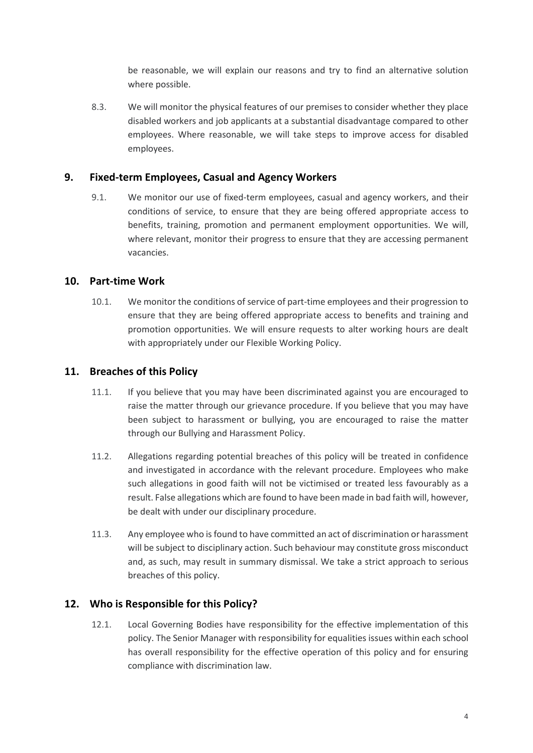be reasonable, we will explain our reasons and try to find an alternative solution where possible.

8.3. We will monitor the physical features of our premises to consider whether they place disabled workers and job applicants at a substantial disadvantage compared to other employees. Where reasonable, we will take steps to improve access for disabled employees.

## 9. Fixed-term Employees, Casual and Agency Workers

9.1. We monitor our use of fixed-term employees, casual and agency workers, and their conditions of service, to ensure that they are being offered appropriate access to benefits, training, promotion and permanent employment opportunities. We will, where relevant, monitor their progress to ensure that they are accessing permanent vacancies.

## 10. Part-time Work

10.1. We monitor the conditions of service of part-time employees and their progression to ensure that they are being offered appropriate access to benefits and training and promotion opportunities. We will ensure requests to alter working hours are dealt with appropriately under our Flexible Working Policy.

## 11. Breaches of this Policy

11.1. If you believe that you may have been discriminated against you are encouraged to raise the matter through our grievance procedure. If you believe that you may have been subject to harassment or bullying, you are encouraged to raise the matter through our Bullying and Harassment Policy.

11.2. Allegations regarding potential breaches of this policy will be treated in confidence and investigated in accordance with the relevant procedure. Employees who make such allegations in good faith will not be victimised or treated less favourably as a result. False allegations which are found to have been made in bad faith will, however, be dealt with under our disciplinary procedure.

11.3. Any employee who is found to have committed an act of discrimination or harassment will be subject to disciplinary action. Such behaviour may constitute gross misconduct and, as such, may result in summary dismissal. We take a strict approach to serious breaches of this policy.

## 12. Who is Responsible for this Policy?

12.1. Local Governing Bodies have responsibility for the effective implementation of this policy. The Senior Manager with responsibility for equalities issues within each school has overall responsibility for the effective operation of this policy and for ensuring compliance with discrimination law.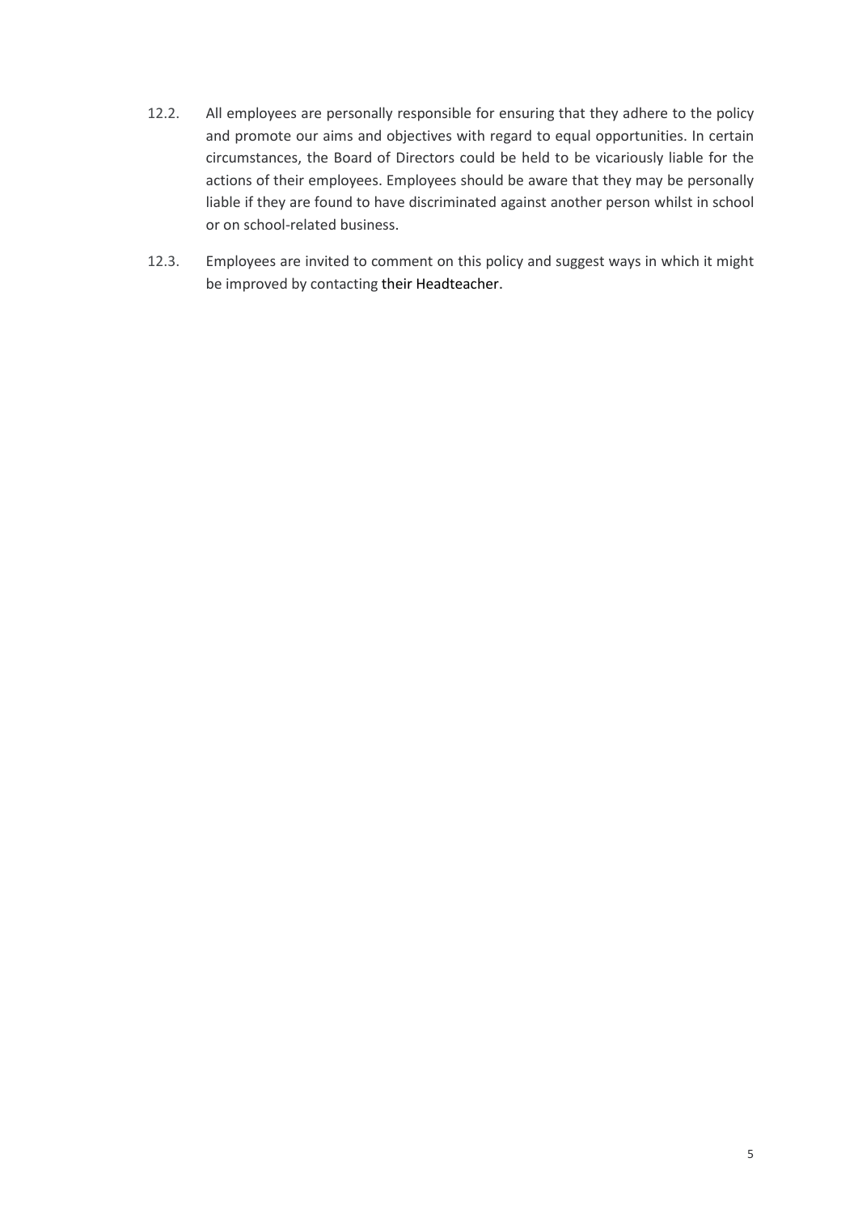12.2. All employees are personally responsible for ensuring that they adhere to the policy and promote our aims and objectives with regard to equal opportunities. In certain circumstances, the Board of Directors could be held to be vicariously liable for the actions of their employees. Employees should be aware that they may be personally liable if they are found to have discriminated against another person whilst in school or on school-related business.

12.3. Employees are invited to comment on this policy and suggest ways in which it might be improved by contacting their Headteacher.